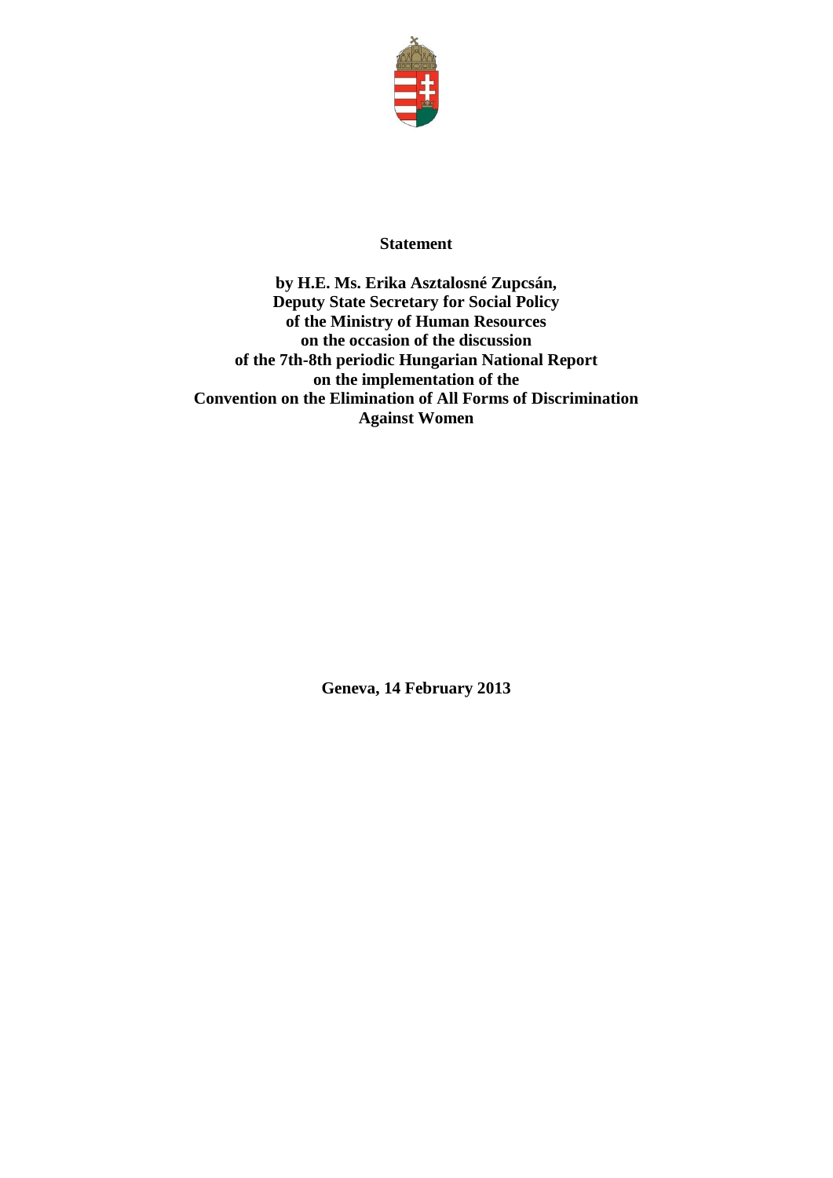**Statement**

**by H.E. Ms. Erika Asztalosné Zupcsán,**
**Deputy State Secretary for Social Policy**
**of the Ministry of Human Resources**
**on the occasion of the discussion**
**of the 7th-8th periodic Hungarian National Report**
**on the implementation of the**
**Convention on the Elimination of All Forms of Discrimination**
**Against Women**

**Geneva, 14 February 2013**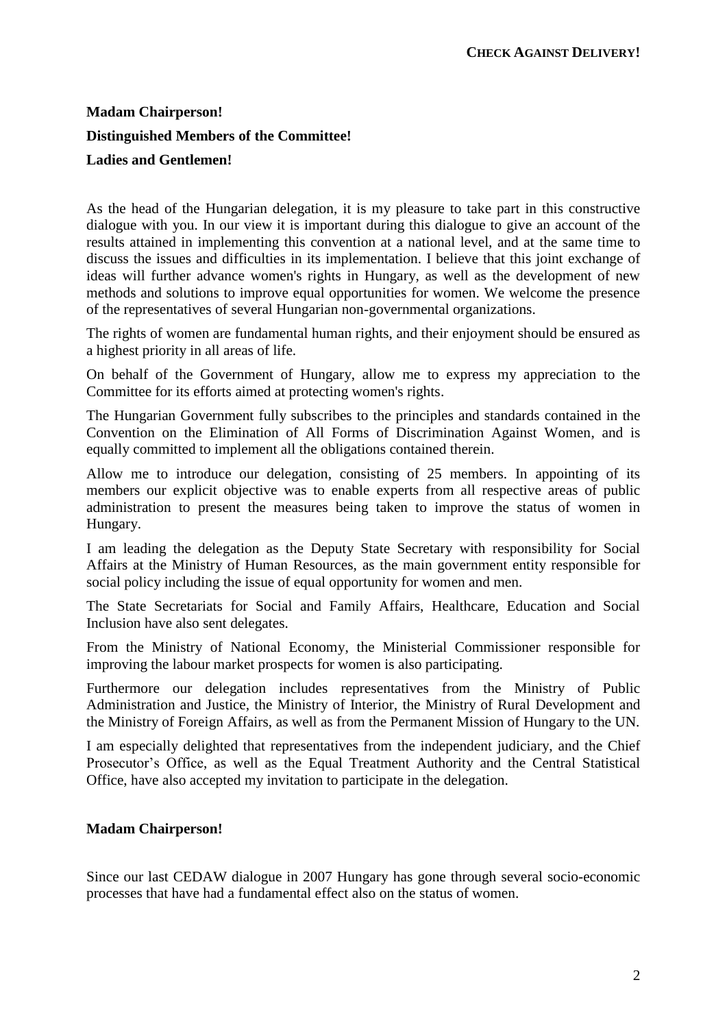**CHECK AGAINST DELIVERY!**

**Madam Chairperson!**

**Distinguished Members of the Committee!**

**Ladies and Gentlemen!**

As the head of the Hungarian delegation, it is my pleasure to take part in this constructive dialogue with you. In our view it is important during this dialogue to give an account of the results attained in implementing this convention at a national level, and at the same time to discuss the issues and difficulties in its implementation. I believe that this joint exchange of ideas will further advance women's rights in Hungary, as well as the development of new methods and solutions to improve equal opportunities for women. We welcome the presence of the representatives of several Hungarian non-governmental organizations.

The rights of women are fundamental human rights, and their enjoyment should be ensured as a highest priority in all areas of life.

On behalf of the Government of Hungary, allow me to express my appreciation to the Committee for its efforts aimed at protecting women's rights.

The Hungarian Government fully subscribes to the principles and standards contained in the Convention on the Elimination of All Forms of Discrimination Against Women, and is equally committed to implement all the obligations contained therein.

Allow me to introduce our delegation, consisting of 25 members. In appointing of its members our explicit objective was to enable experts from all respective areas of public administration to present the measures being taken to improve the status of women in Hungary.

I am leading the delegation as the Deputy State Secretary with responsibility for Social Affairs at the Ministry of Human Resources, as the main government entity responsible for social policy including the issue of equal opportunity for women and men.

The State Secretariats for Social and Family Affairs, Healthcare, Education and Social Inclusion have also sent delegates.

From the Ministry of National Economy, the Ministerial Commissioner responsible for improving the labour market prospects for women is also participating.

Furthermore our delegation includes representatives from the Ministry of Public Administration and Justice, the Ministry of Interior, the Ministry of Rural Development and the Ministry of Foreign Affairs, as well as from the Permanent Mission of Hungary to the UN.

I am especially delighted that representatives from the independent judiciary, and the Chief Prosecutor's Office, as well as the Equal Treatment Authority and the Central Statistical Office, have also accepted my invitation to participate in the delegation.

**Madam Chairperson!**

Since our last CEDAW dialogue in 2007 Hungary has gone through several socio-economic processes that have had a fundamental effect also on the status of women.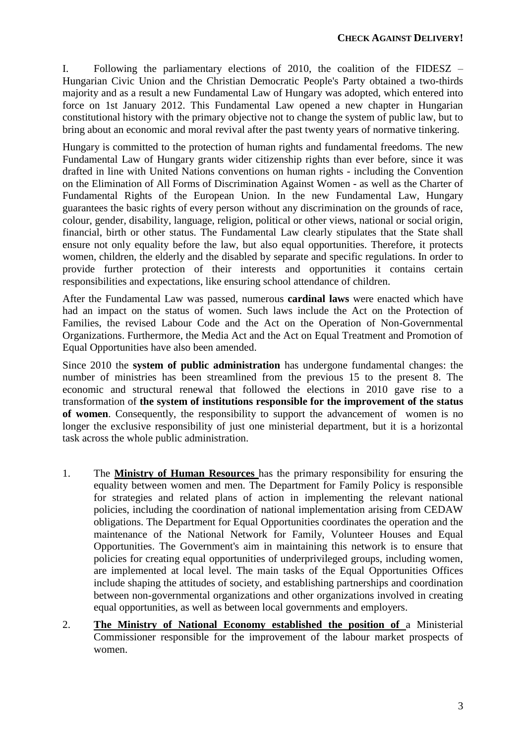**CHECK AGAINST DELIVERY!**

I. Following the parliamentary elections of 2010, the coalition of the FIDESZ – Hungarian Civic Union and the Christian Democratic People's Party obtained a two-thirds majority and as a result a new Fundamental Law of Hungary was adopted, which entered into force on 1st January 2012. This Fundamental Law opened a new chapter in Hungarian constitutional history with the primary objective not to change the system of public law, but to bring about an economic and moral revival after the past twenty years of normative tinkering.

Hungary is committed to the protection of human rights and fundamental freedoms. The new Fundamental Law of Hungary grants wider citizenship rights than ever before, since it was drafted in line with United Nations conventions on human rights - including the Convention on the Elimination of All Forms of Discrimination Against Women - as well as the Charter of Fundamental Rights of the European Union. In the new Fundamental Law, Hungary guarantees the basic rights of every person without any discrimination on the grounds of race, colour, gender, disability, language, religion, political or other views, national or social origin, financial, birth or other status. The Fundamental Law clearly stipulates that the State shall ensure not only equality before the law, but also equal opportunities. Therefore, it protects women, children, the elderly and the disabled by separate and specific regulations. In order to provide further protection of their interests and opportunities it contains certain responsibilities and expectations, like ensuring school attendance of children.

After the Fundamental Law was passed, numerous **cardinal laws** were enacted which have had an impact on the status of women. Such laws include the Act on the Protection of Families, the revised Labour Code and the Act on the Operation of Non-Governmental Organizations. Furthermore, the Media Act and the Act on Equal Treatment and Promotion of Equal Opportunities have also been amended.

Since 2010 the **system of public administration** has undergone fundamental changes: the number of ministries has been streamlined from the previous 15 to the present 8. The economic and structural renewal that followed the elections in 2010 gave rise to a transformation of **the system of institutions responsible for the improvement of the status of women**. Consequently, the responsibility to support the advancement of women is no longer the exclusive responsibility of just one ministerial department, but it is a horizontal task across the whole public administration.

1. The **Ministry of Human Resources** has the primary responsibility for ensuring the equality between women and men. The Department for Family Policy is responsible for strategies and related plans of action in implementing the relevant national policies, including the coordination of national implementation arising from CEDAW obligations. The Department for Equal Opportunities coordinates the operation and the maintenance of the National Network for Family, Volunteer Houses and Equal Opportunities. The Government's aim in maintaining this network is to ensure that policies for creating equal opportunities of underprivileged groups, including women, are implemented at local level. The main tasks of the Equal Opportunities Offices include shaping the attitudes of society, and establishing partnerships and coordination between non-governmental organizations and other organizations involved in creating equal opportunities, as well as between local governments and employers.

2. **The Ministry of National Economy established the position of** a Ministerial Commissioner responsible for the improvement of the labour market prospects of women.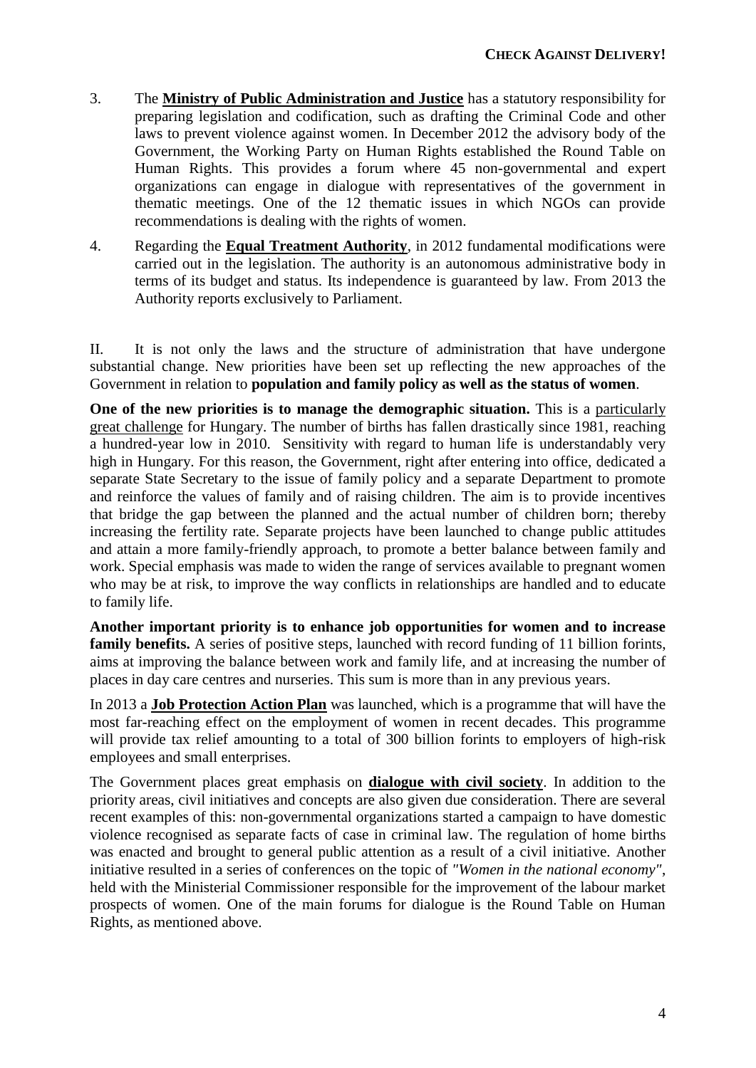3. The **Ministry of Public Administration and Justice** has a statutory responsibility for preparing legislation and codification, such as drafting the Criminal Code and other laws to prevent violence against women. In December 2012 the advisory body of the Government, the Working Party on Human Rights established the Round Table on Human Rights. This provides a forum where 45 non-governmental and expert organizations can engage in dialogue with representatives of the government in thematic meetings. One of the 12 thematic issues in which NGOs can provide recommendations is dealing with the rights of women.

4. Regarding the **Equal Treatment Authority**, in 2012 fundamental modifications were carried out in the legislation. The authority is an autonomous administrative body in terms of its budget and status. Its independence is guaranteed by law. From 2013 the Authority reports exclusively to Parliament.

II. It is not only the laws and the structure of administration that have undergone substantial change. New priorities have been set up reflecting the new approaches of the Government in relation to **population and family policy as well as the status of women**.

**One of the new priorities is to manage the demographic situation.** This is a particularly great challenge for Hungary. The number of births has fallen drastically since 1981, reaching a hundred-year low in 2010. Sensitivity with regard to human life is understandably very high in Hungary. For this reason, the Government, right after entering into office, dedicated a separate State Secretary to the issue of family policy and a separate Department to promote and reinforce the values of family and of raising children. The aim is to provide incentives that bridge the gap between the planned and the actual number of children born; thereby increasing the fertility rate. Separate projects have been launched to change public attitudes and attain a more family-friendly approach, to promote a better balance between family and work. Special emphasis was made to widen the range of services available to pregnant women who may be at risk, to improve the way conflicts in relationships are handled and to educate to family life.

**Another important priority is to enhance job opportunities for women and to increase family benefits.** A series of positive steps, launched with record funding of 11 billion forints, aims at improving the balance between work and family life, and at increasing the number of places in day care centres and nurseries. This sum is more than in any previous years.

In 2013 a **Job Protection Action Plan** was launched, which is a programme that will have the most far-reaching effect on the employment of women in recent decades. This programme will provide tax relief amounting to a total of 300 billion forints to employers of high-risk employees and small enterprises.

The Government places great emphasis on **dialogue with civil society**. In addition to the priority areas, civil initiatives and concepts are also given due consideration. There are several recent examples of this: non-governmental organizations started a campaign to have domestic violence recognised as separate facts of case in criminal law. The regulation of home births was enacted and brought to general public attention as a result of a civil initiative. Another initiative resulted in a series of conferences on the topic of *"Women in the national economy"*, held with the Ministerial Commissioner responsible for the improvement of the labour market prospects of women. One of the main forums for dialogue is the Round Table on Human Rights, as mentioned above.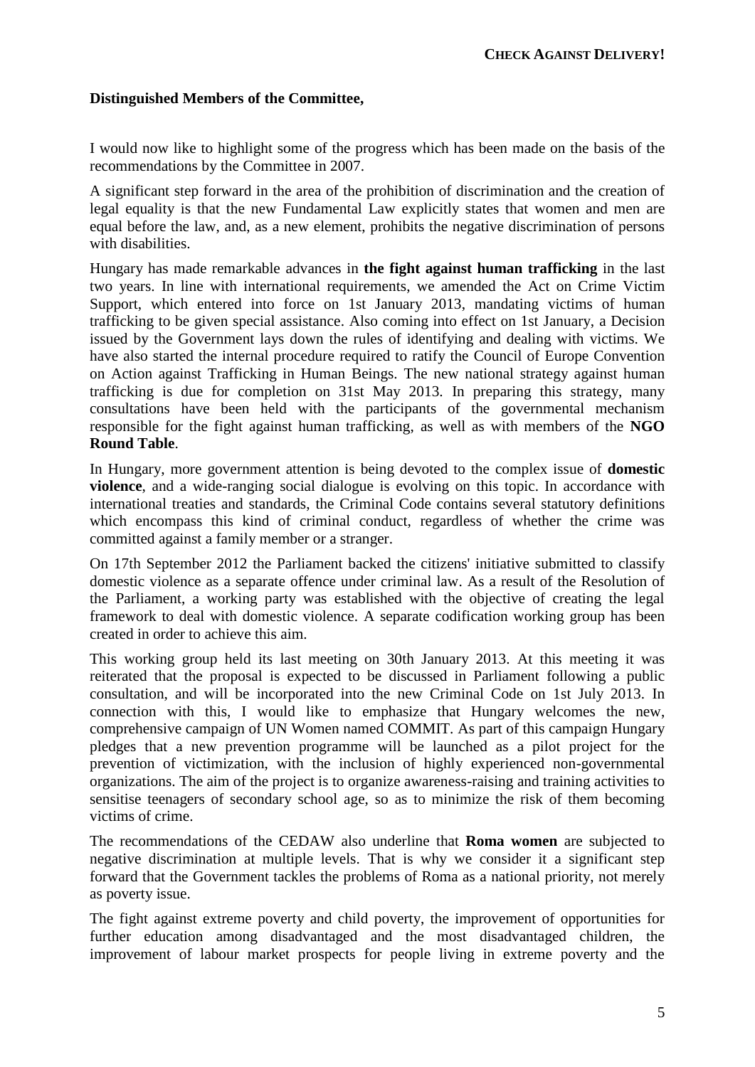**CHECK AGAINST DELIVERY!**

**Distinguished Members of the Committee,**

I would now like to highlight some of the progress which has been made on the basis of the recommendations by the Committee in 2007.

A significant step forward in the area of the prohibition of discrimination and the creation of legal equality is that the new Fundamental Law explicitly states that women and men are equal before the law, and, as a new element, prohibits the negative discrimination of persons with disabilities.

Hungary has made remarkable advances in **the fight against human trafficking** in the last two years. In line with international requirements, we amended the Act on Crime Victim Support, which entered into force on 1st January 2013, mandating victims of human trafficking to be given special assistance. Also coming into effect on 1st January, a Decision issued by the Government lays down the rules of identifying and dealing with victims. We have also started the internal procedure required to ratify the Council of Europe Convention on Action against Trafficking in Human Beings. The new national strategy against human trafficking is due for completion on 31st May 2013. In preparing this strategy, many consultations have been held with the participants of the governmental mechanism responsible for the fight against human trafficking, as well as with members of the **NGO Round Table**.

In Hungary, more government attention is being devoted to the complex issue of **domestic violence**, and a wide-ranging social dialogue is evolving on this topic. In accordance with international treaties and standards, the Criminal Code contains several statutory definitions which encompass this kind of criminal conduct, regardless of whether the crime was committed against a family member or a stranger.

On 17th September 2012 the Parliament backed the citizens' initiative submitted to classify domestic violence as a separate offence under criminal law. As a result of the Resolution of the Parliament, a working party was established with the objective of creating the legal framework to deal with domestic violence. A separate codification working group has been created in order to achieve this aim.

This working group held its last meeting on 30th January 2013. At this meeting it was reiterated that the proposal is expected to be discussed in Parliament following a public consultation, and will be incorporated into the new Criminal Code on 1st July 2013. In connection with this, I would like to emphasize that Hungary welcomes the new, comprehensive campaign of UN Women named COMMIT. As part of this campaign Hungary pledges that a new prevention programme will be launched as a pilot project for the prevention of victimization, with the inclusion of highly experienced non-governmental organizations. The aim of the project is to organize awareness-raising and training activities to sensitise teenagers of secondary school age, so as to minimize the risk of them becoming victims of crime.

The recommendations of the CEDAW also underline that **Roma women** are subjected to negative discrimination at multiple levels. That is why we consider it a significant step forward that the Government tackles the problems of Roma as a national priority, not merely as poverty issue.

The fight against extreme poverty and child poverty, the improvement of opportunities for further education among disadvantaged and the most disadvantaged children, the improvement of labour market prospects for people living in extreme poverty and the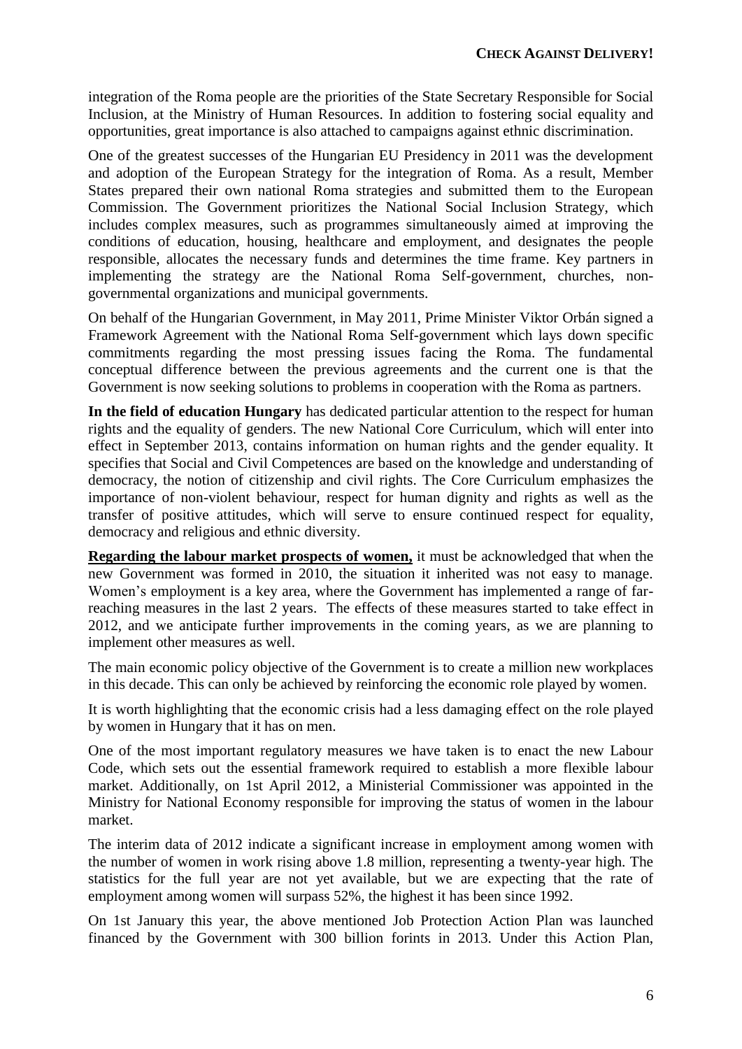integration of the Roma people are the priorities of the State Secretary Responsible for Social Inclusion, at the Ministry of Human Resources. In addition to fostering social equality and opportunities, great importance is also attached to campaigns against ethnic discrimination.

One of the greatest successes of the Hungarian EU Presidency in 2011 was the development and adoption of the European Strategy for the integration of Roma. As a result, Member States prepared their own national Roma strategies and submitted them to the European Commission. The Government prioritizes the National Social Inclusion Strategy, which includes complex measures, such as programmes simultaneously aimed at improving the conditions of education, housing, healthcare and employment, and designates the people responsible, allocates the necessary funds and determines the time frame. Key partners in implementing the strategy are the National Roma Self-government, churches, non-governmental organizations and municipal governments.

On behalf of the Hungarian Government, in May 2011, Prime Minister Viktor Orbán signed a Framework Agreement with the National Roma Self-government which lays down specific commitments regarding the most pressing issues facing the Roma. The fundamental conceptual difference between the previous agreements and the current one is that the Government is now seeking solutions to problems in cooperation with the Roma as partners.

**In the field of education Hungary** has dedicated particular attention to the respect for human rights and the equality of genders. The new National Core Curriculum, which will enter into effect in September 2013, contains information on human rights and the gender equality. It specifies that Social and Civil Competences are based on the knowledge and understanding of democracy, the notion of citizenship and civil rights. The Core Curriculum emphasizes the importance of non-violent behaviour, respect for human dignity and rights as well as the transfer of positive attitudes, which will serve to ensure continued respect for equality, democracy and religious and ethnic diversity.

**Regarding the labour market prospects of women,** it must be acknowledged that when the new Government was formed in 2010, the situation it inherited was not easy to manage. Women's employment is a key area, where the Government has implemented a range of far-reaching measures in the last 2 years. The effects of these measures started to take effect in 2012, and we anticipate further improvements in the coming years, as we are planning to implement other measures as well.

The main economic policy objective of the Government is to create a million new workplaces in this decade. This can only be achieved by reinforcing the economic role played by women.

It is worth highlighting that the economic crisis had a less damaging effect on the role played by women in Hungary that it has on men.

One of the most important regulatory measures we have taken is to enact the new Labour Code, which sets out the essential framework required to establish a more flexible labour market. Additionally, on 1st April 2012, a Ministerial Commissioner was appointed in the Ministry for National Economy responsible for improving the status of women in the labour market.

The interim data of 2012 indicate a significant increase in employment among women with the number of women in work rising above 1.8 million, representing a twenty-year high. The statistics for the full year are not yet available, but we are expecting that the rate of employment among women will surpass 52%, the highest it has been since 1992.

On 1st January this year, the above mentioned Job Protection Action Plan was launched financed by the Government with 300 billion forints in 2013. Under this Action Plan,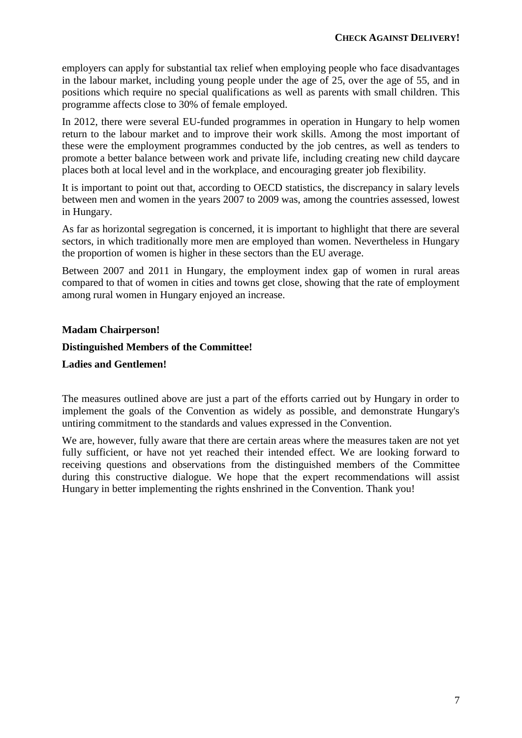employers can apply for substantial tax relief when employing people who face disadvantages in the labour market, including young people under the age of 25, over the age of 55, and in positions which require no special qualifications as well as parents with small children. This programme affects close to 30% of female employed.

In 2012, there were several EU-funded programmes in operation in Hungary to help women return to the labour market and to improve their work skills. Among the most important of these were the employment programmes conducted by the job centres, as well as tenders to promote a better balance between work and private life, including creating new child daycare places both at local level and in the workplace, and encouraging greater job flexibility.

It is important to point out that, according to OECD statistics, the discrepancy in salary levels between men and women in the years 2007 to 2009 was, among the countries assessed, lowest in Hungary.

As far as horizontal segregation is concerned, it is important to highlight that there are several sectors, in which traditionally more men are employed than women. Nevertheless in Hungary the proportion of women is higher in these sectors than the EU average.

Between 2007 and 2011 in Hungary, the employment index gap of women in rural areas compared to that of women in cities and towns get close, showing that the rate of employment among rural women in Hungary enjoyed an increase.

**Madam Chairperson!**

**Distinguished Members of the Committee!**

**Ladies and Gentlemen!**

The measures outlined above are just a part of the efforts carried out by Hungary in order to implement the goals of the Convention as widely as possible, and demonstrate Hungary's untiring commitment to the standards and values expressed in the Convention.

We are, however, fully aware that there are certain areas where the measures taken are not yet fully sufficient, or have not yet reached their intended effect. We are looking forward to receiving questions and observations from the distinguished members of the Committee during this constructive dialogue. We hope that the expert recommendations will assist Hungary in better implementing the rights enshrined in the Convention. Thank you!